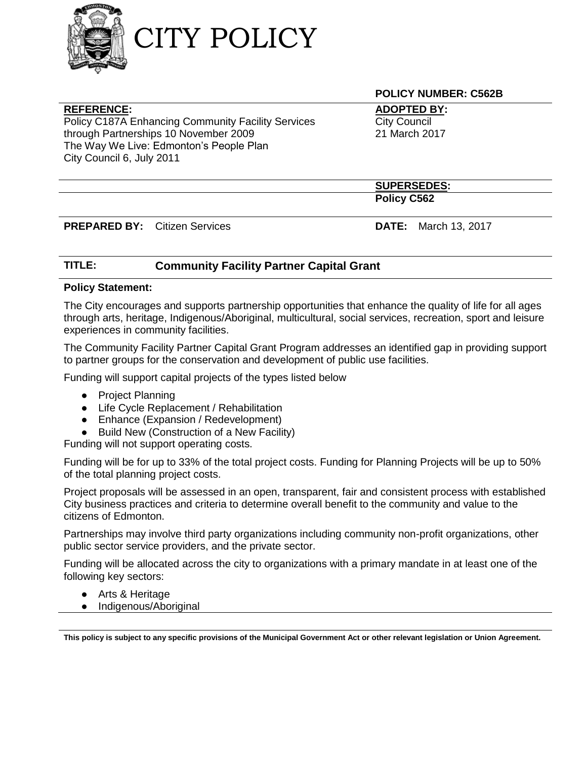# CITY POLICY

**POLICY NUMBER: C562B**

**REFERENCE:**
Policy C187A Enhancing Community Facility Services through Partnerships 10 November 2009
The Way We Live: Edmonton's People Plan
City Council 6, July 2011

**ADOPTED BY:**
City Council
21 March 2017

**SUPERSEDES:**
**Policy C562**

**PREPARED BY:** Citizen Services

**DATE:** March 13, 2017

## TITLE: Community Facility Partner Capital Grant

**Policy Statement:**

The City encourages and supports partnership opportunities that enhance the quality of life for all ages through arts, heritage, Indigenous/Aboriginal, multicultural, social services, recreation, sport and leisure experiences in community facilities.

The Community Facility Partner Capital Grant Program addresses an identified gap in providing support to partner groups for the conservation and development of public use facilities.

Funding will support capital projects of the types listed below

- Project Planning
- Life Cycle Replacement / Rehabilitation
- Enhance (Expansion / Redevelopment)
- Build New (Construction of a New Facility)

Funding will not support operating costs.

Funding will be for up to 33% of the total project costs. Funding for Planning Projects will be up to 50% of the total planning project costs.

Project proposals will be assessed in an open, transparent, fair and consistent process with established City business practices and criteria to determine overall benefit to the community and value to the citizens of Edmonton.

Partnerships may involve third party organizations including community non-profit organizations, other public sector service providers, and the private sector.

Funding will be allocated across the city to organizations with a primary mandate in at least one of the following key sectors:

- Arts & Heritage
- Indigenous/Aboriginal

**This policy is subject to any specific provisions of the Municipal Government Act or other relevant legislation or Union Agreement.**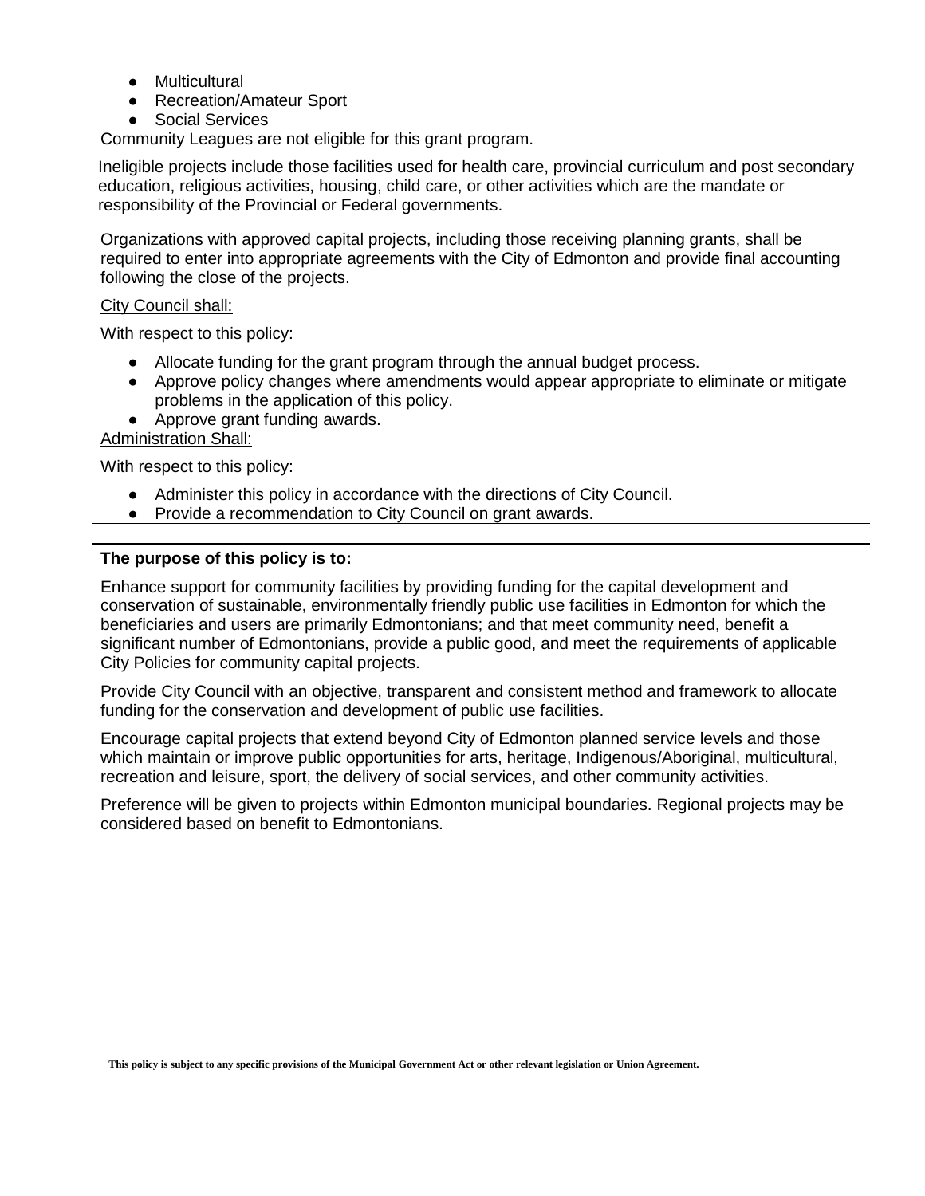- Multicultural
- Recreation/Amateur Sport
- Social Services

Community Leagues are not eligible for this grant program.

Ineligible projects include those facilities used for health care, provincial curriculum and post secondary education, religious activities, housing, child care, or other activities which are the mandate or responsibility of the Provincial or Federal governments.

Organizations with approved capital projects, including those receiving planning grants, shall be required to enter into appropriate agreements with the City of Edmonton and provide final accounting following the close of the projects.

City Council shall:

With respect to this policy:

- Allocate funding for the grant program through the annual budget process.
- Approve policy changes where amendments would appear appropriate to eliminate or mitigate problems in the application of this policy.
- Approve grant funding awards.

Administration Shall:

With respect to this policy:

- Administer this policy in accordance with the directions of City Council.
- Provide a recommendation to City Council on grant awards.

**The purpose of this policy is to:**

Enhance support for community facilities by providing funding for the capital development and conservation of sustainable, environmentally friendly public use facilities in Edmonton for which the beneficiaries and users are primarily Edmontonians; and that meet community need, benefit a significant number of Edmontonians, provide a public good, and meet the requirements of applicable City Policies for community capital projects.

Provide City Council with an objective, transparent and consistent method and framework to allocate funding for the conservation and development of public use facilities.

Encourage capital projects that extend beyond City of Edmonton planned service levels and those which maintain or improve public opportunities for arts, heritage, Indigenous/Aboriginal, multicultural, recreation and leisure, sport, the delivery of social services, and other community activities.

Preference will be given to projects within Edmonton municipal boundaries. Regional projects may be considered based on benefit to Edmontonians.

**This policy is subject to any specific provisions of the Municipal Government Act or other relevant legislation or Union Agreement.**